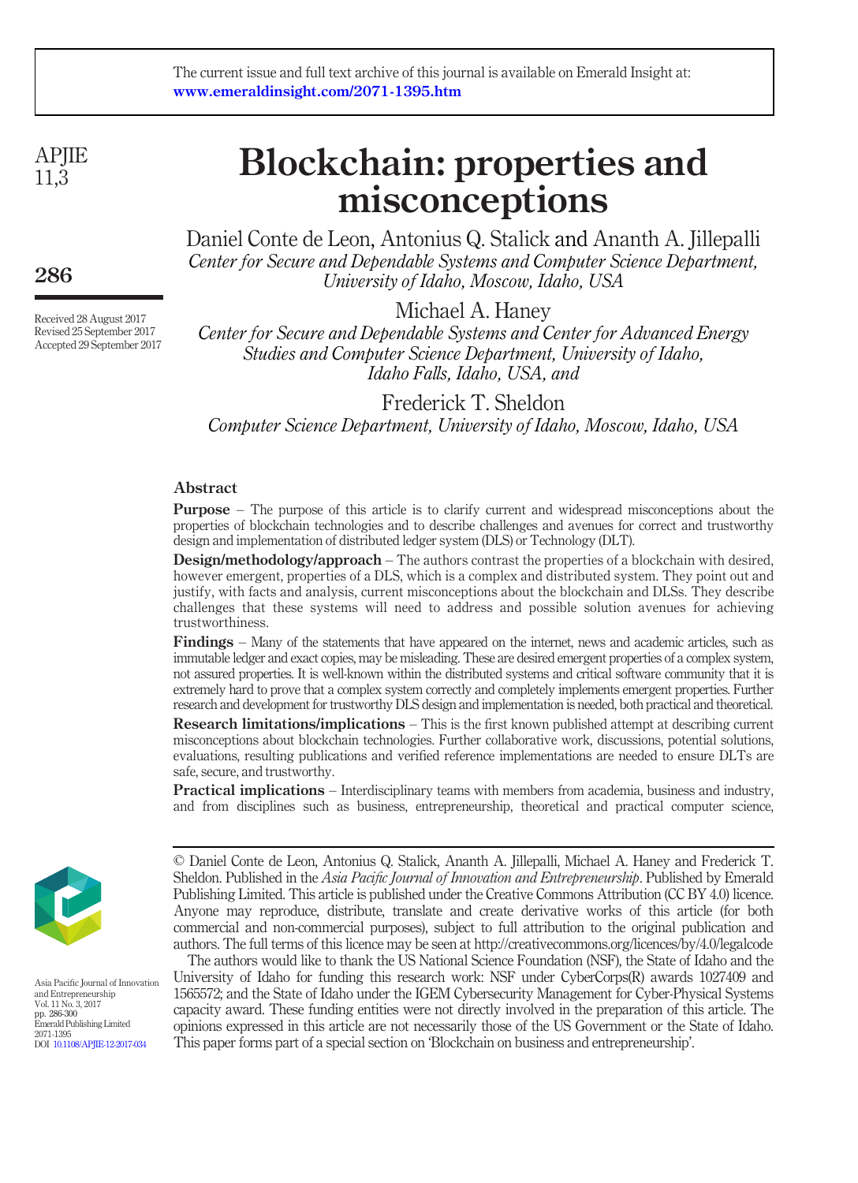The current issue and full text archive of this journal is available on Emerald Insight at: www.emeraldinsight.com/2071-1395.htm

# Blockchain: properties and misconceptions

Daniel Conte de Leon, Antonius Q. Stalick and Ananth A. Jillepalli
*Center for Secure and Dependable Systems and Computer Science Department, University of Idaho, Moscow, Idaho, USA*

Michael A. Haney
*Center for Secure and Dependable Systems and Center for Advanced Energy Studies and Computer Science Department, University of Idaho, Idaho Falls, Idaho, USA, and*

Frederick T. Sheldon
*Computer Science Department, University of Idaho, Moscow, Idaho, USA*

Received 28 August 2017
Revised 25 September 2017
Accepted 29 September 2017

## Abstract

**Purpose** – The purpose of this article is to clarify current and widespread misconceptions about the properties of blockchain technologies and to describe challenges and avenues for correct and trustworthy design and implementation of distributed ledger system (DLS) or Technology (DLT).

**Design/methodology/approach** – The authors contrast the properties of a blockchain with desired, however emergent, properties of a DLS, which is a complex and distributed system. They point out and justify, with facts and analysis, current misconceptions about the blockchain and DLSs. They describe challenges that these systems will need to address and possible solution avenues for achieving trustworthiness.

**Findings** – Many of the statements that have appeared on the internet, news and academic articles, such as immutable ledger and exact copies, may be misleading. These are desired emergent properties of a complex system, not assured properties. It is well-known within the distributed systems and critical software community that it is extremely hard to prove that a complex system correctly and completely implements emergent properties. Further research and development for trustworthy DLS design and implementation is needed, both practical and theoretical.

**Research limitations/implications** – This is the first known published attempt at describing current misconceptions about blockchain technologies. Further collaborative work, discussions, potential solutions, evaluations, resulting publications and verified reference implementations are needed to ensure DLTs are safe, secure, and trustworthy.

**Practical implications** – Interdisciplinary teams with members from academia, business and industry, and from disciplines such as business, entrepreneurship, theoretical and practical computer science,

© Daniel Conte de Leon, Antonius Q. Stalick, Ananth A. Jillepalli, Michael A. Haney and Frederick T. Sheldon. Published in the *Asia Pacific Journal of Innovation and Entrepreneurship*. Published by Emerald Publishing Limited. This article is published under the Creative Commons Attribution (CC BY 4.0) licence. Anyone may reproduce, distribute, translate and create derivative works of this article (for both commercial and non-commercial purposes), subject to full attribution to the original publication and authors. The full terms of this licence may be seen at http://creativecommons.org/licences/by/4.0/legalcode

The authors would like to thank the US National Science Foundation (NSF), the State of Idaho and the University of Idaho for funding this research work: NSF under CyberCorps(R) awards 1027409 and 1565572; and the State of Idaho under the IGEM Cybersecurity Management for Cyber-Physical Systems capacity award. These funding entities were not directly involved in the preparation of this article. The opinions expressed in this article are not necessarily those of the US Government or the State of Idaho. This paper forms part of a special section on 'Blockchain on business and entrepreneurship'.

Asia Pacific Journal of Innovation and Entrepreneurship
Vol. 11 No. 3, 2017
pp. 286-300
Emerald Publishing Limited
2071-1395
DOI 10.1108/APJIE-12-2017-034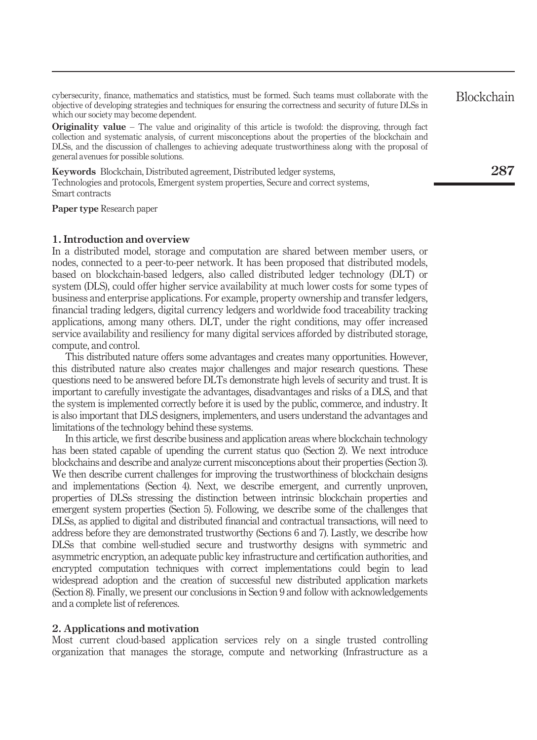cybersecurity, finance, mathematics and statistics, must be formed. Such teams must collaborate with the objective of developing strategies and techniques for ensuring the correctness and security of future DLSs in which our society may become dependent.

**Originality value** – The value and originality of this article is twofold: the disproving, through fact collection and systematic analysis, of current misconceptions about the properties of the blockchain and DLSs, and the discussion of challenges to achieving adequate trustworthiness along with the proposal of general avenues for possible solutions.

**Keywords** Blockchain, Distributed agreement, Distributed ledger systems, Technologies and protocols, Emergent system properties, Secure and correct systems, Smart contracts

**Paper type** Research paper

## 1. Introduction and overview

In a distributed model, storage and computation are shared between member users, or nodes, connected to a peer-to-peer network. It has been proposed that distributed models, based on blockchain-based ledgers, also called distributed ledger technology (DLT) or system (DLS), could offer higher service availability at much lower costs for some types of business and enterprise applications. For example, property ownership and transfer ledgers, financial trading ledgers, digital currency ledgers and worldwide food traceability tracking applications, among many others. DLT, under the right conditions, may offer increased service availability and resiliency for many digital services afforded by distributed storage, compute, and control.

This distributed nature offers some advantages and creates many opportunities. However, this distributed nature also creates major challenges and major research questions. These questions need to be answered before DLTs demonstrate high levels of security and trust. It is important to carefully investigate the advantages, disadvantages and risks of a DLS, and that the system is implemented correctly before it is used by the public, commerce, and industry. It is also important that DLS designers, implementers, and users understand the advantages and limitations of the technology behind these systems.

In this article, we first describe business and application areas where blockchain technology has been stated capable of upending the current status quo (Section 2). We next introduce blockchains and describe and analyze current misconceptions about their properties (Section 3). We then describe current challenges for improving the trustworthiness of blockchain designs and implementations (Section 4). Next, we describe emergent, and currently unproven, properties of DLSs stressing the distinction between intrinsic blockchain properties and emergent system properties (Section 5). Following, we describe some of the challenges that DLSs, as applied to digital and distributed financial and contractual transactions, will need to address before they are demonstrated trustworthy (Sections 6 and 7). Lastly, we describe how DLSs that combine well-studied secure and trustworthy designs with symmetric and asymmetric encryption, an adequate public key infrastructure and certification authorities, and encrypted computation techniques with correct implementations could begin to lead widespread adoption and the creation of successful new distributed application markets (Section 8). Finally, we present our conclusions in Section 9 and follow with acknowledgements and a complete list of references.

## 2. Applications and motivation

Most current cloud-based application services rely on a single trusted controlling organization that manages the storage, compute and networking (Infrastructure as a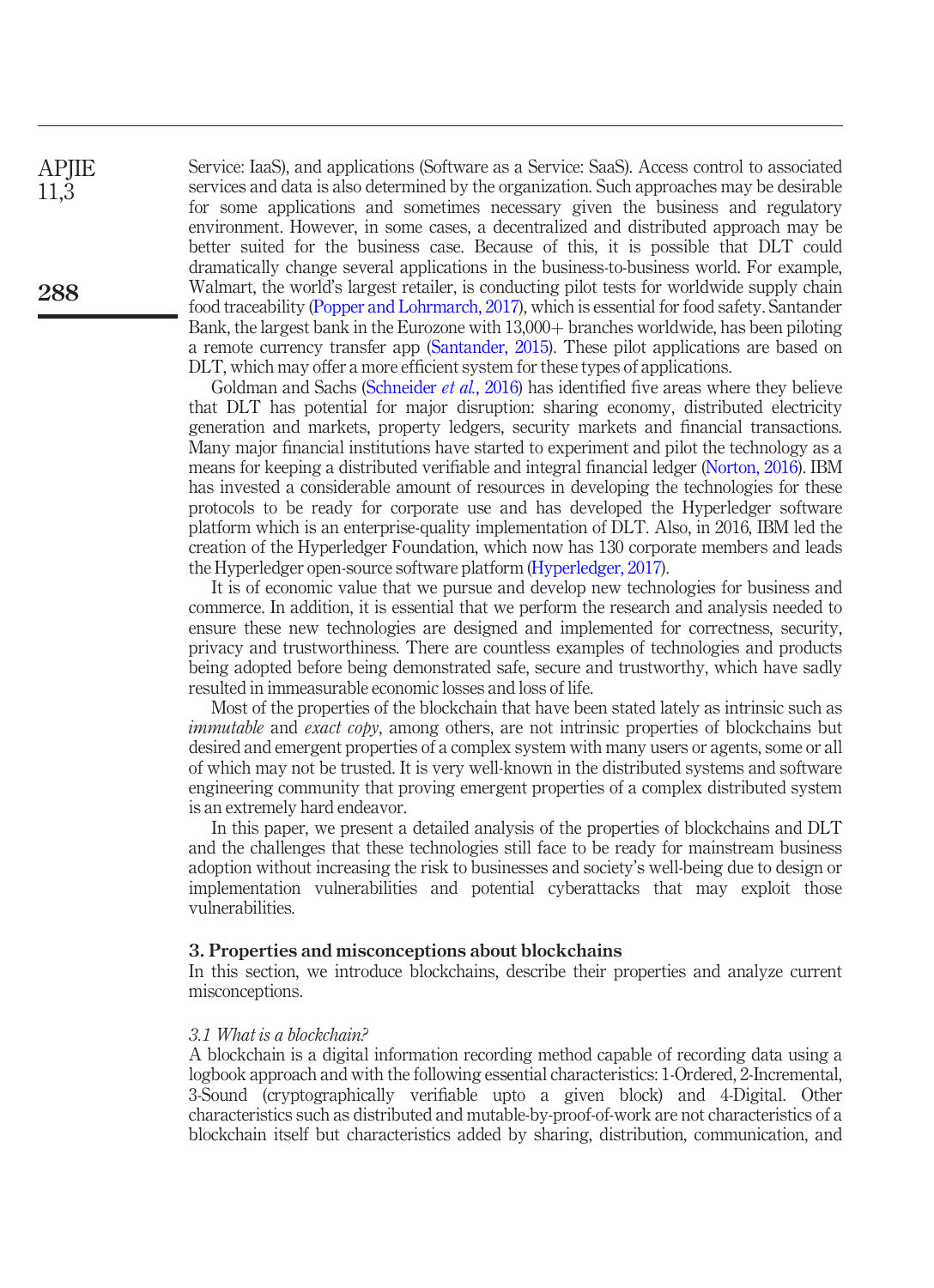Service: IaaS), and applications (Software as a Service: SaaS). Access control to associated services and data is also determined by the organization. Such approaches may be desirable for some applications and sometimes necessary given the business and regulatory environment. However, in some cases, a decentralized and distributed approach may be better suited for the business case. Because of this, it is possible that DLT could dramatically change several applications in the business-to-business world. For example, Walmart, the world's largest retailer, is conducting pilot tests for worldwide supply chain food traceability (Popper and Lohrmarch, 2017), which is essential for food safety. Santander Bank, the largest bank in the Eurozone with 13,000+ branches worldwide, has been piloting a remote currency transfer app (Santander, 2015). These pilot applications are based on DLT, which may offer a more efficient system for these types of applications.

Goldman and Sachs (Schneider *et al.*, 2016) has identified five areas where they believe that DLT has potential for major disruption: sharing economy, distributed electricity generation and markets, property ledgers, security markets and financial transactions. Many major financial institutions have started to experiment and pilot the technology as a means for keeping a distributed verifiable and integral financial ledger (Norton, 2016). IBM has invested a considerable amount of resources in developing the technologies for these protocols to be ready for corporate use and has developed the Hyperledger software platform which is an enterprise-quality implementation of DLT. Also, in 2016, IBM led the creation of the Hyperledger Foundation, which now has 130 corporate members and leads the Hyperledger open-source software platform (Hyperledger, 2017).

It is of economic value that we pursue and develop new technologies for business and commerce. In addition, it is essential that we perform the research and analysis needed to ensure these new technologies are designed and implemented for correctness, security, privacy and trustworthiness. There are countless examples of technologies and products being adopted before being demonstrated safe, secure and trustworthy, which have sadly resulted in immeasurable economic losses and loss of life.

Most of the properties of the blockchain that have been stated lately as intrinsic such as *immutable* and *exact copy*, among others, are not intrinsic properties of blockchains but desired and emergent properties of a complex system with many users or agents, some or all of which may not be trusted. It is very well-known in the distributed systems and software engineering community that proving emergent properties of a complex distributed system is an extremely hard endeavor.

In this paper, we present a detailed analysis of the properties of blockchains and DLT and the challenges that these technologies still face to be ready for mainstream business adoption without increasing the risk to businesses and society's well-being due to design or implementation vulnerabilities and potential cyberattacks that may exploit those vulnerabilities.

## 3. Properties and misconceptions about blockchains

In this section, we introduce blockchains, describe their properties and analyze current misconceptions.

### *3.1 What is a blockchain?*

A blockchain is a digital information recording method capable of recording data using a logbook approach and with the following essential characteristics: 1-Ordered, 2-Incremental, 3-Sound (cryptographically verifiable upto a given block) and 4-Digital. Other characteristics such as distributed and mutable-by-proof-of-work are not characteristics of a blockchain itself but characteristics added by sharing, distribution, communication, and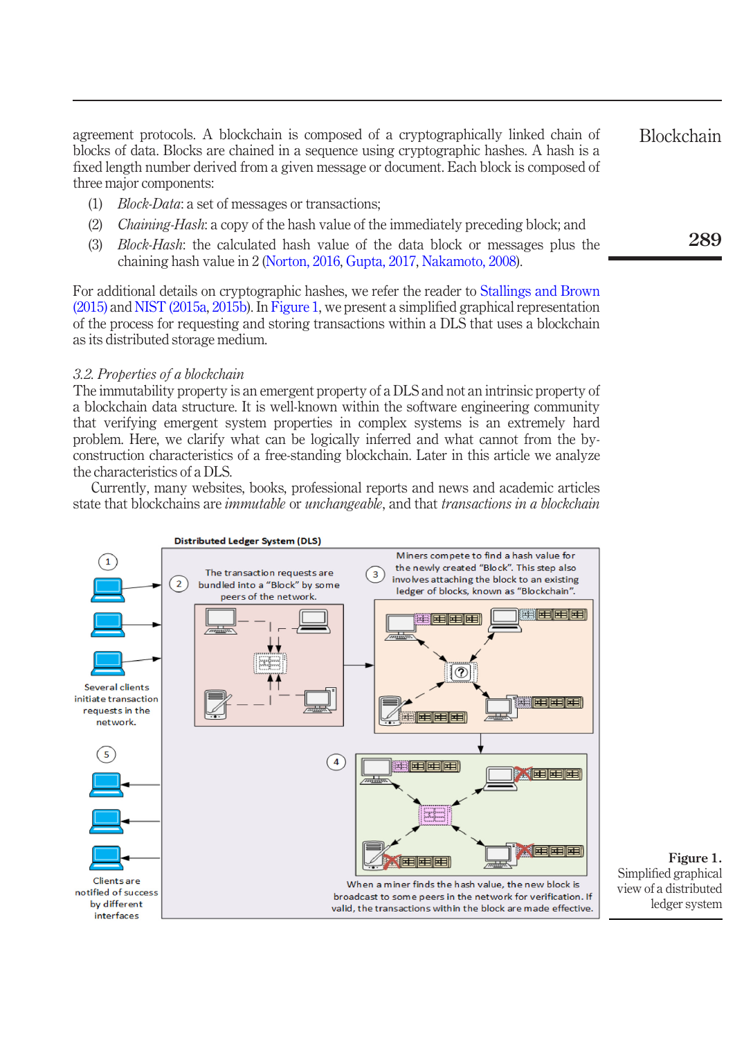agreement protocols. A blockchain is composed of a cryptographically linked chain of blocks of data. Blocks are chained in a sequence using cryptographic hashes. A hash is a fixed length number derived from a given message or document. Each block is composed of three major components:

1. *Block-Data*: a set of messages or transactions;
2. *Chaining-Hash*: a copy of the hash value of the immediately preceding block; and
3. *Block-Hash*: the calculated hash value of the data block or messages plus the chaining hash value in 2 (Norton, 2016, Gupta, 2017, Nakamoto, 2008).

For additional details on cryptographic hashes, we refer the reader to Stallings and Brown (2015) and NIST (2015a, 2015b). In Figure 1, we present a simplified graphical representation of the process for requesting and storing transactions within a DLS that uses a blockchain as its distributed storage medium.

### 3.2. Properties of a blockchain

The immutability property is an emergent property of a DLS and not an intrinsic property of a blockchain data structure. It is well-known within the software engineering community that verifying emergent system properties in complex systems is an extremely hard problem. Here, we clarify what can be logically inferred and what cannot from the by-construction characteristics of a free-standing blockchain. Later in this article we analyze the characteristics of a DLS.

Currently, many websites, books, professional reports and news and academic articles state that blockchains are *immutable* or *unchangeable*, and that *transactions in a blockchain*

**Figure 1.** Simplified graphical view of a distributed ledger system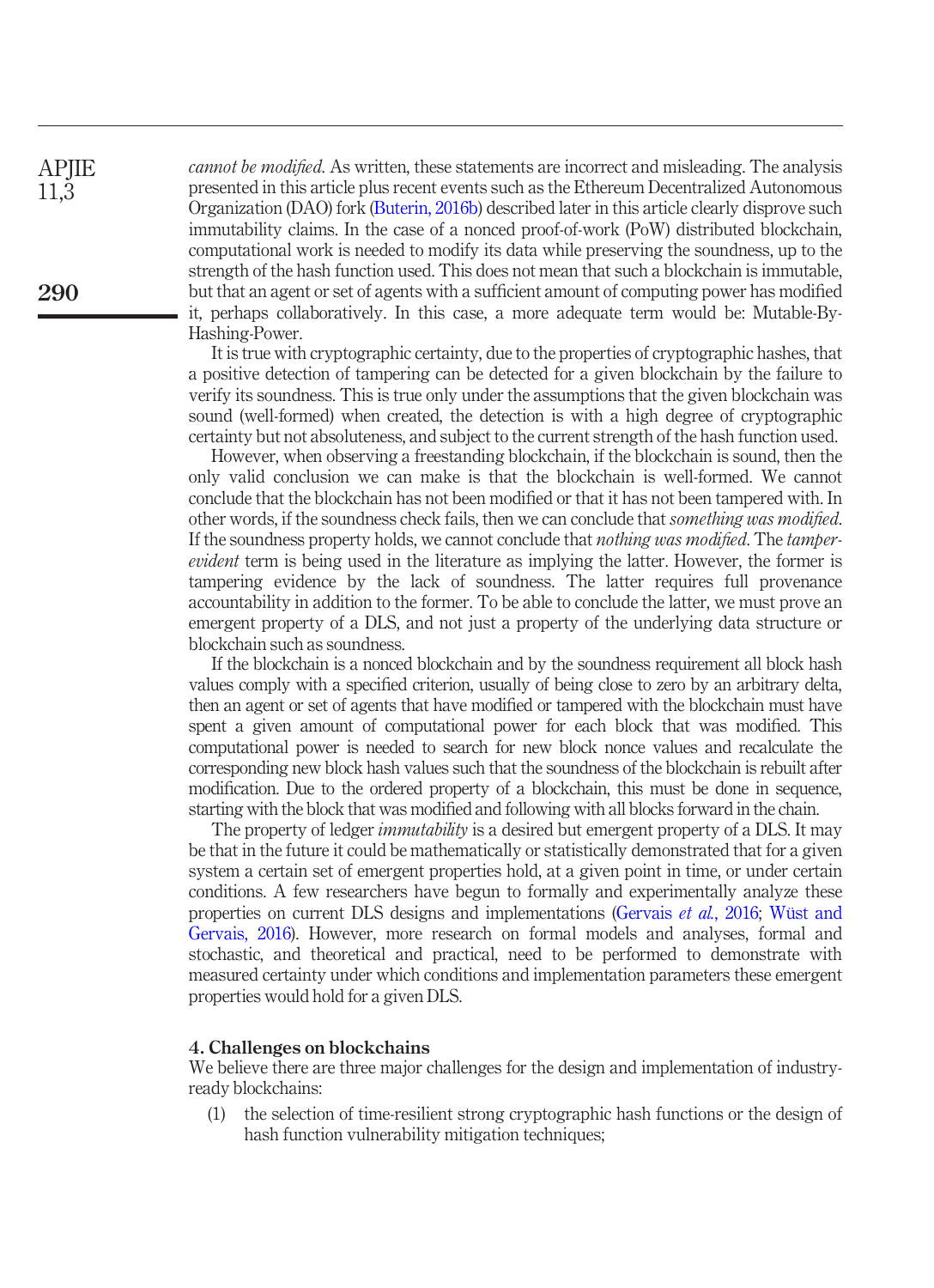*cannot be modified*. As written, these statements are incorrect and misleading. The analysis presented in this article plus recent events such as the Ethereum Decentralized Autonomous Organization (DAO) fork (Buterin, 2016b) described later in this article clearly disprove such immutability claims. In the case of a nonced proof-of-work (PoW) distributed blockchain, computational work is needed to modify its data while preserving the soundness, up to the strength of the hash function used. This does not mean that such a blockchain is immutable, but that an agent or set of agents with a sufficient amount of computing power has modified it, perhaps collaboratively. In this case, a more adequate term would be: Mutable-By-Hashing-Power.

It is true with cryptographic certainty, due to the properties of cryptographic hashes, that a positive detection of tampering can be detected for a given blockchain by the failure to verify its soundness. This is true only under the assumptions that the given blockchain was sound (well-formed) when created, the detection is with a high degree of cryptographic certainty but not absoluteness, and subject to the current strength of the hash function used.

However, when observing a freestanding blockchain, if the blockchain is sound, then the only valid conclusion we can make is that the blockchain is well-formed. We cannot conclude that the blockchain has not been modified or that it has not been tampered with. In other words, if the soundness check fails, then we can conclude that *something was modified*. If the soundness property holds, we cannot conclude that *nothing was modified*. The *tamper-evident* term is being used in the literature as implying the latter. However, the former is tampering evidence by the lack of soundness. The latter requires full provenance accountability in addition to the former. To be able to conclude the latter, we must prove an emergent property of a DLS, and not just a property of the underlying data structure or blockchain such as soundness.

If the blockchain is a nonced blockchain and by the soundness requirement all block hash values comply with a specified criterion, usually of being close to zero by an arbitrary delta, then an agent or set of agents that have modified or tampered with the blockchain must have spent a given amount of computational power for each block that was modified. This computational power is needed to search for new block nonce values and recalculate the corresponding new block hash values such that the soundness of the blockchain is rebuilt after modification. Due to the ordered property of a blockchain, this must be done in sequence, starting with the block that was modified and following with all blocks forward in the chain.

The property of ledger *immutability* is a desired but emergent property of a DLS. It may be that in the future it could be mathematically or statistically demonstrated that for a given system a certain set of emergent properties hold, at a given point in time, or under certain conditions. A few researchers have begun to formally and experimentally analyze these properties on current DLS designs and implementations (Gervais *et al.*, 2016; Wüst and Gervais, 2016). However, more research on formal models and analyses, formal and stochastic, and theoretical and practical, need to be performed to demonstrate with measured certainty under which conditions and implementation parameters these emergent properties would hold for a given DLS.

## 4. Challenges on blockchains

We believe there are three major challenges for the design and implementation of industry-ready blockchains:

(1) the selection of time-resilient strong cryptographic hash functions or the design of hash function vulnerability mitigation techniques;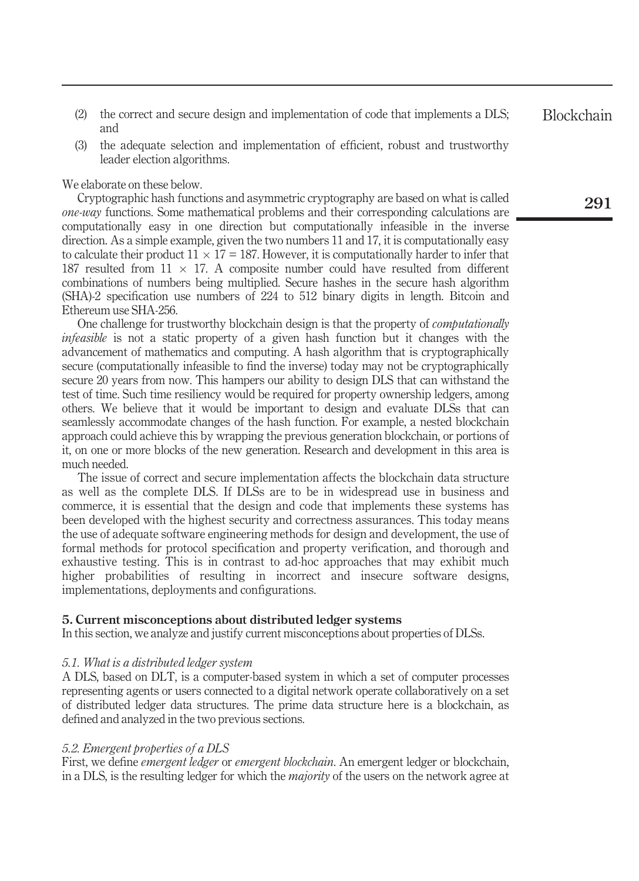(2) the correct and secure design and implementation of code that implements a DLS; and
(3) the adequate selection and implementation of efficient, robust and trustworthy leader election algorithms.

We elaborate on these below.

Cryptographic hash functions and asymmetric cryptography are based on what is called *one-way* functions. Some mathematical problems and their corresponding calculations are computationally easy in one direction but computationally infeasible in the inverse direction. As a simple example, given the two numbers 11 and 17, it is computationally easy to calculate their product $11 \times 17 = 187$. However, it is computationally harder to infer that 187 resulted from $11 \times 17$. A composite number could have resulted from different combinations of numbers being multiplied. Secure hashes in the secure hash algorithm (SHA)-2 specification use numbers of 224 to 512 binary digits in length. Bitcoin and Ethereum use SHA-256.

One challenge for trustworthy blockchain design is that the property of *computationally infeasible* is not a static property of a given hash function but it changes with the advancement of mathematics and computing. A hash algorithm that is cryptographically secure (computationally infeasible to find the inverse) today may not be cryptographically secure 20 years from now. This hampers our ability to design DLS that can withstand the test of time. Such time resiliency would be required for property ownership ledgers, among others. We believe that it would be important to design and evaluate DLSs that can seamlessly accommodate changes of the hash function. For example, a nested blockchain approach could achieve this by wrapping the previous generation blockchain, or portions of it, on one or more blocks of the new generation. Research and development in this area is much needed.

The issue of correct and secure implementation affects the blockchain data structure as well as the complete DLS. If DLSs are to be in widespread use in business and commerce, it is essential that the design and code that implements these systems has been developed with the highest security and correctness assurances. This today means the use of adequate software engineering methods for design and development, the use of formal methods for protocol specification and property verification, and thorough and exhaustive testing. This is in contrast to ad-hoc approaches that may exhibit much higher probabilities of resulting in incorrect and insecure software designs, implementations, deployments and configurations.

## 5. Current misconceptions about distributed ledger systems

In this section, we analyze and justify current misconceptions about properties of DLSs.

### *5.1. What is a distributed ledger system*

A DLS, based on DLT, is a computer-based system in which a set of computer processes representing agents or users connected to a digital network operate collaboratively on a set of distributed ledger data structures. The prime data structure here is a blockchain, as defined and analyzed in the two previous sections.

### *5.2. Emergent properties of a DLS*

First, we define *emergent ledger* or *emergent blockchain*. An emergent ledger or blockchain, in a DLS, is the resulting ledger for which the *majority* of the users on the network agree at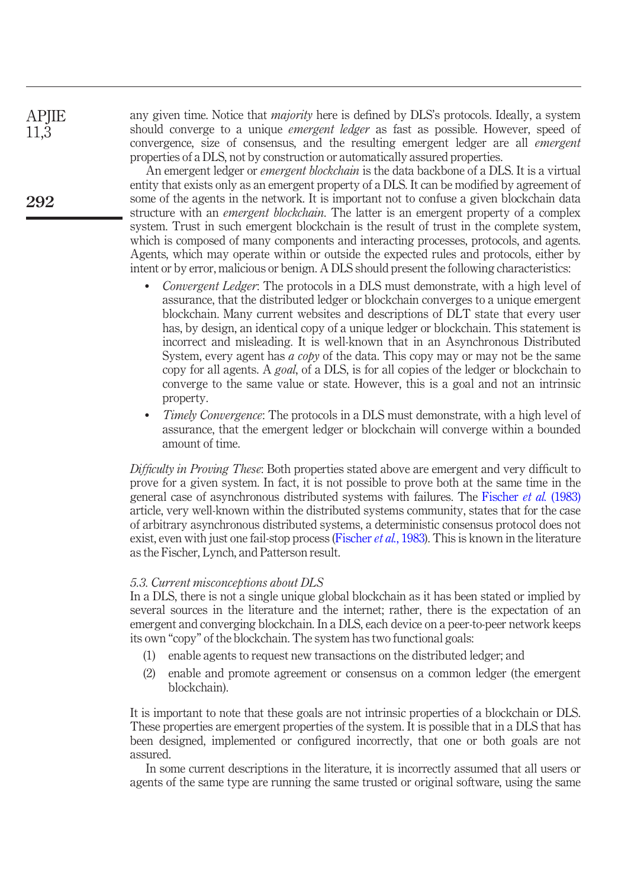any given time. Notice that *majority* here is defined by DLS's protocols. Ideally, a system should converge to a unique *emergent ledger* as fast as possible. However, speed of convergence, size of consensus, and the resulting emergent ledger are all *emergent* properties of a DLS, not by construction or automatically assured properties.

An emergent ledger or *emergent blockchain* is the data backbone of a DLS. It is a virtual entity that exists only as an emergent property of a DLS. It can be modified by agreement of some of the agents in the network. It is important not to confuse a given blockchain data structure with an *emergent blockchain*. The latter is an emergent property of a complex system. Trust in such emergent blockchain is the result of trust in the complete system, which is composed of many components and interacting processes, protocols, and agents. Agents, which may operate within or outside the expected rules and protocols, either by intent or by error, malicious or benign. A DLS should present the following characteristics:

- *Convergent Ledger*: The protocols in a DLS must demonstrate, with a high level of assurance, that the distributed ledger or blockchain converges to a unique emergent blockchain. Many current websites and descriptions of DLT state that every user has, by design, an identical copy of a unique ledger or blockchain. This statement is incorrect and misleading. It is well-known that in an Asynchronous Distributed System, every agent has *a copy* of the data. This copy may or may not be the same copy for all agents. A *goal*, of a DLS, is for all copies of the ledger or blockchain to converge to the same value or state. However, this is a goal and not an intrinsic property.
- *Timely Convergence*: The protocols in a DLS must demonstrate, with a high level of assurance, that the emergent ledger or blockchain will converge within a bounded amount of time.

*Difficulty in Proving These*: Both properties stated above are emergent and very difficult to prove for a given system. In fact, it is not possible to prove both at the same time in the general case of asynchronous distributed systems with failures. The Fischer *et al.* (1983) article, very well-known within the distributed systems community, states that for the case of arbitrary asynchronous distributed systems, a deterministic consensus protocol does not exist, even with just one fail-stop process (Fischer *et al.*, 1983). This is known in the literature as the Fischer, Lynch, and Patterson result.

### 5.3. Current misconceptions about DLS

In a DLS, there is not a single unique global blockchain as it has been stated or implied by several sources in the literature and the internet; rather, there is the expectation of an emergent and converging blockchain. In a DLS, each device on a peer-to-peer network keeps its own "copy" of the blockchain. The system has two functional goals:

(1) enable agents to request new transactions on the distributed ledger; and

(2) enable and promote agreement or consensus on a common ledger (the emergent blockchain).

It is important to note that these goals are not intrinsic properties of a blockchain or DLS. These properties are emergent properties of the system. It is possible that in a DLS that has been designed, implemented or configured incorrectly, that one or both goals are not assured.

In some current descriptions in the literature, it is incorrectly assumed that all users or agents of the same type are running the same trusted or original software, using the same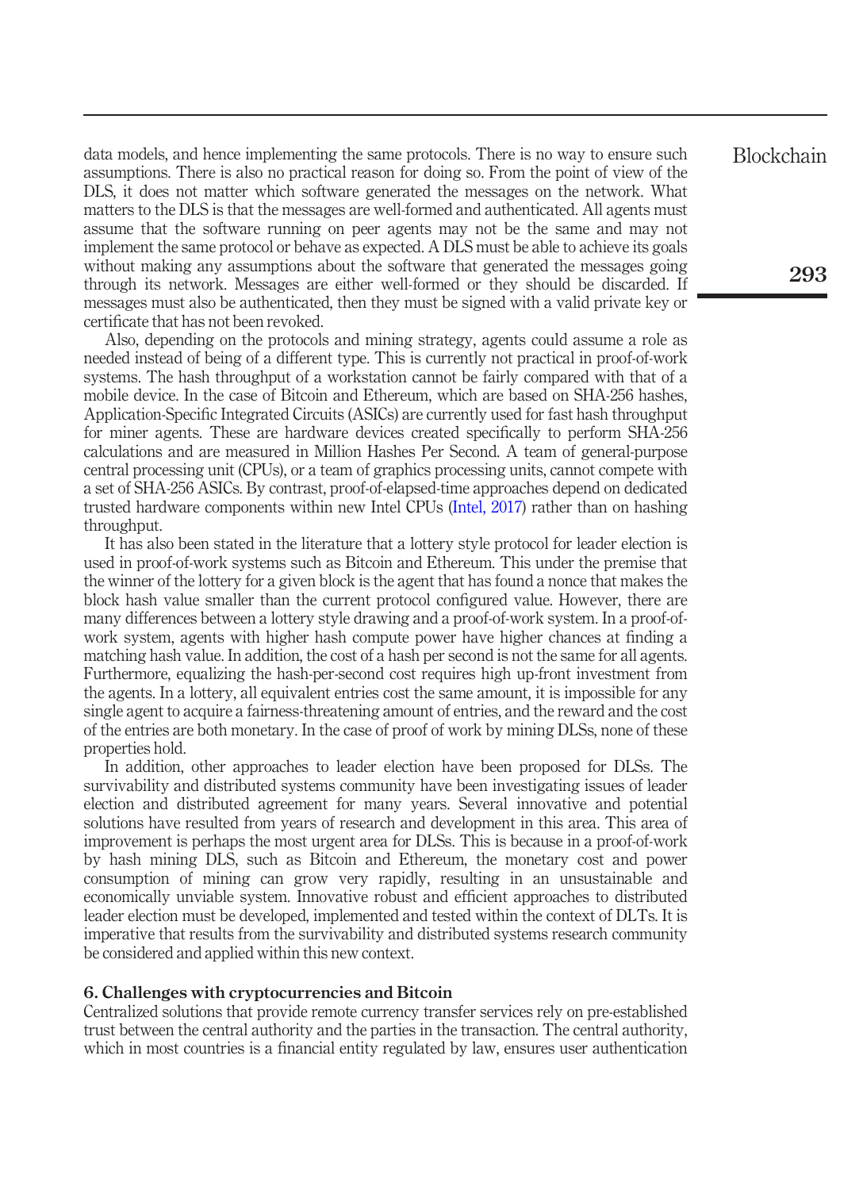data models, and hence implementing the same protocols. There is no way to ensure such assumptions. There is also no practical reason for doing so. From the point of view of the DLS, it does not matter which software generated the messages on the network. What matters to the DLS is that the messages are well-formed and authenticated. All agents must assume that the software running on peer agents may not be the same and may not implement the same protocol or behave as expected. A DLS must be able to achieve its goals without making any assumptions about the software that generated the messages going through its network. Messages are either well-formed or they should be discarded. If messages must also be authenticated, then they must be signed with a valid private key or certificate that has not been revoked.

Also, depending on the protocols and mining strategy, agents could assume a role as needed instead of being of a different type. This is currently not practical in proof-of-work systems. The hash throughput of a workstation cannot be fairly compared with that of a mobile device. In the case of Bitcoin and Ethereum, which are based on SHA-256 hashes, Application-Specific Integrated Circuits (ASICs) are currently used for fast hash throughput for miner agents. These are hardware devices created specifically to perform SHA-256 calculations and are measured in Million Hashes Per Second. A team of general-purpose central processing unit (CPUs), or a team of graphics processing units, cannot compete with a set of SHA-256 ASICs. By contrast, proof-of-elapsed-time approaches depend on dedicated trusted hardware components within new Intel CPUs (Intel, 2017) rather than on hashing throughput.

It has also been stated in the literature that a lottery style protocol for leader election is used in proof-of-work systems such as Bitcoin and Ethereum. This under the premise that the winner of the lottery for a given block is the agent that has found a nonce that makes the block hash value smaller than the current protocol configured value. However, there are many differences between a lottery style drawing and a proof-of-work system. In a proof-of-work system, agents with higher hash compute power have higher chances at finding a matching hash value. In addition, the cost of a hash per second is not the same for all agents. Furthermore, equalizing the hash-per-second cost requires high up-front investment from the agents. In a lottery, all equivalent entries cost the same amount, it is impossible for any single agent to acquire a fairness-threatening amount of entries, and the reward and the cost of the entries are both monetary. In the case of proof of work by mining DLSs, none of these properties hold.

In addition, other approaches to leader election have been proposed for DLSs. The survivability and distributed systems community have been investigating issues of leader election and distributed agreement for many years. Several innovative and potential solutions have resulted from years of research and development in this area. This area of improvement is perhaps the most urgent area for DLSs. This is because in a proof-of-work by hash mining DLS, such as Bitcoin and Ethereum, the monetary cost and power consumption of mining can grow very rapidly, resulting in an unsustainable and economically unviable system. Innovative robust and efficient approaches to distributed leader election must be developed, implemented and tested within the context of DLTs. It is imperative that results from the survivability and distributed systems research community be considered and applied within this new context.

## 6. Challenges with cryptocurrencies and Bitcoin

Centralized solutions that provide remote currency transfer services rely on pre-established trust between the central authority and the parties in the transaction. The central authority, which in most countries is a financial entity regulated by law, ensures user authentication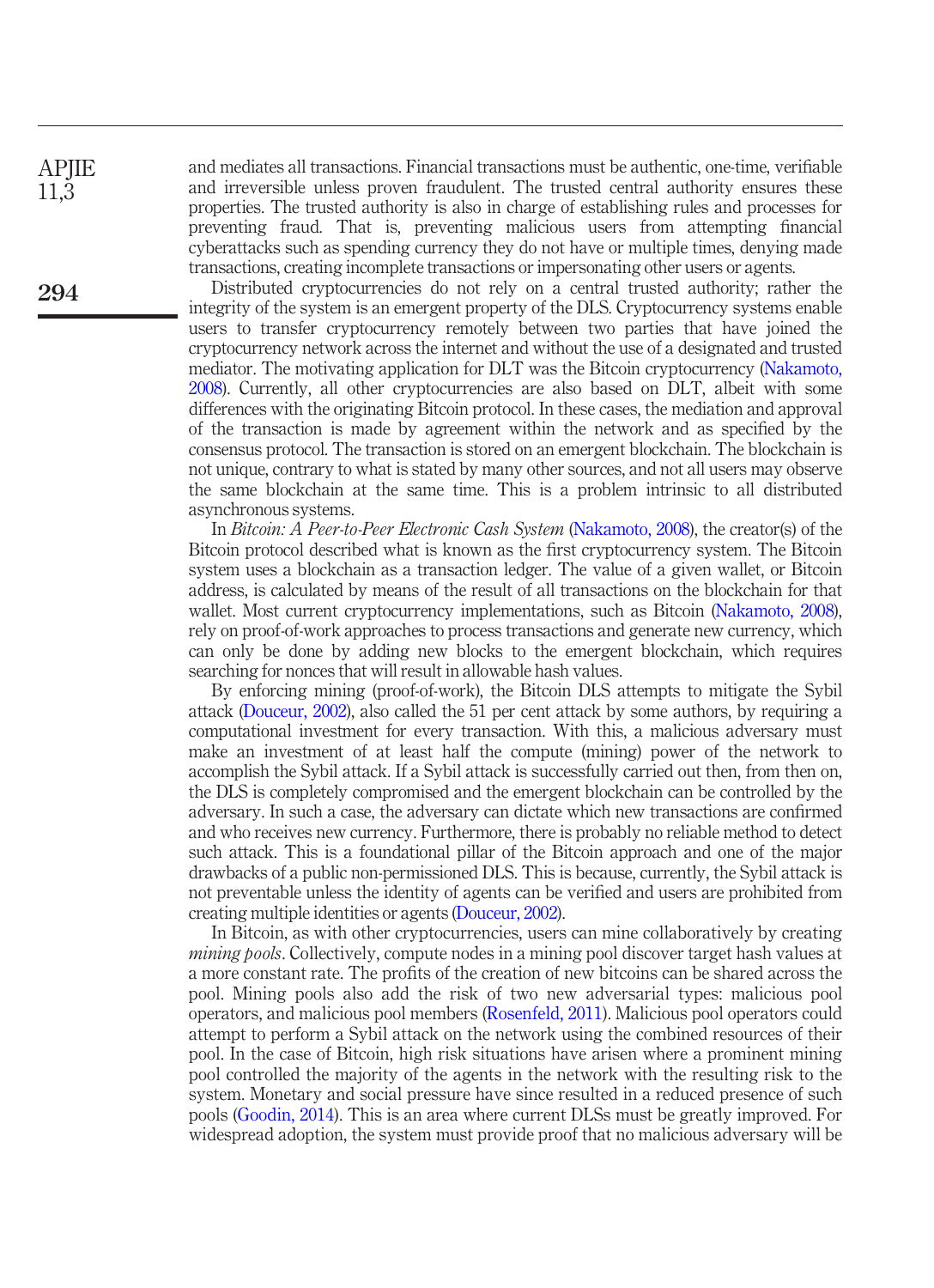and mediates all transactions. Financial transactions must be authentic, one-time, verifiable and irreversible unless proven fraudulent. The trusted central authority ensures these properties. The trusted authority is also in charge of establishing rules and processes for preventing fraud. That is, preventing malicious users from attempting financial cyberattacks such as spending currency they do not have or multiple times, denying made transactions, creating incomplete transactions or impersonating other users or agents.

Distributed cryptocurrencies do not rely on a central trusted authority; rather the integrity of the system is an emergent property of the DLS. Cryptocurrency systems enable users to transfer cryptocurrency remotely between two parties that have joined the cryptocurrency network across the internet and without the use of a designated and trusted mediator. The motivating application for DLT was the Bitcoin cryptocurrency (Nakamoto, 2008). Currently, all other cryptocurrencies are also based on DLT, albeit with some differences with the originating Bitcoin protocol. In these cases, the mediation and approval of the transaction is made by agreement within the network and as specified by the consensus protocol. The transaction is stored on an emergent blockchain. The blockchain is not unique, contrary to what is stated by many other sources, and not all users may observe the same blockchain at the same time. This is a problem intrinsic to all distributed asynchronous systems.

In *Bitcoin: A Peer-to-Peer Electronic Cash System* (Nakamoto, 2008), the creator(s) of the Bitcoin protocol described what is known as the first cryptocurrency system. The Bitcoin system uses a blockchain as a transaction ledger. The value of a given wallet, or Bitcoin address, is calculated by means of the result of all transactions on the blockchain for that wallet. Most current cryptocurrency implementations, such as Bitcoin (Nakamoto, 2008), rely on proof-of-work approaches to process transactions and generate new currency, which can only be done by adding new blocks to the emergent blockchain, which requires searching for nonces that will result in allowable hash values.

By enforcing mining (proof-of-work), the Bitcoin DLS attempts to mitigate the Sybil attack (Douceur, 2002), also called the 51 per cent attack by some authors, by requiring a computational investment for every transaction. With this, a malicious adversary must make an investment of at least half the compute (mining) power of the network to accomplish the Sybil attack. If a Sybil attack is successfully carried out then, from then on, the DLS is completely compromised and the emergent blockchain can be controlled by the adversary. In such a case, the adversary can dictate which new transactions are confirmed and who receives new currency. Furthermore, there is probably no reliable method to detect such attack. This is a foundational pillar of the Bitcoin approach and one of the major drawbacks of a public non-permissioned DLS. This is because, currently, the Sybil attack is not preventable unless the identity of agents can be verified and users are prohibited from creating multiple identities or agents (Douceur, 2002).

In Bitcoin, as with other cryptocurrencies, users can mine collaboratively by creating *mining pools*. Collectively, compute nodes in a mining pool discover target hash values at a more constant rate. The profits of the creation of new bitcoins can be shared across the pool. Mining pools also add the risk of two new adversarial types: malicious pool operators, and malicious pool members (Rosenfeld, 2011). Malicious pool operators could attempt to perform a Sybil attack on the network using the combined resources of their pool. In the case of Bitcoin, high risk situations have arisen where a prominent mining pool controlled the majority of the agents in the network with the resulting risk to the system. Monetary and social pressure have since resulted in a reduced presence of such pools (Goodin, 2014). This is an area where current DLSs must be greatly improved. For widespread adoption, the system must provide proof that no malicious adversary will be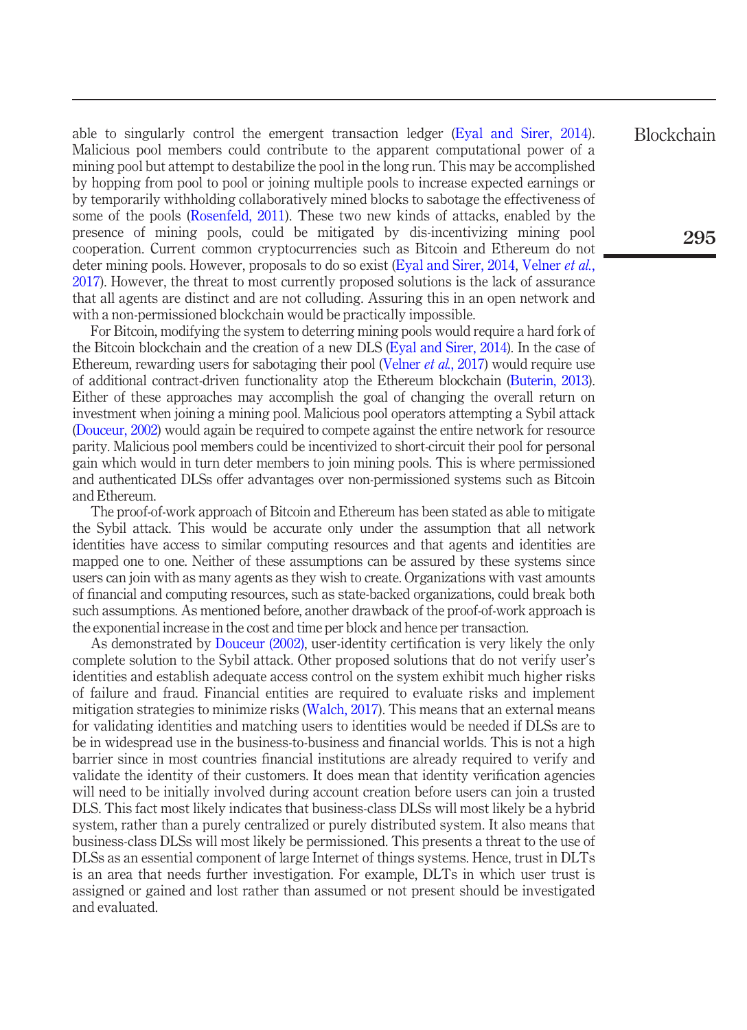able to singularly control the emergent transaction ledger (Eyal and Sirer, 2014). Malicious pool members could contribute to the apparent computational power of a mining pool but attempt to destabilize the pool in the long run. This may be accomplished by hopping from pool to pool or joining multiple pools to increase expected earnings or by temporarily withholding collaboratively mined blocks to sabotage the effectiveness of some of the pools (Rosenfeld, 2011). These two new kinds of attacks, enabled by the presence of mining pools, could be mitigated by dis-incentivizing mining pool cooperation. Current common cryptocurrencies such as Bitcoin and Ethereum do not deter mining pools. However, proposals to do so exist (Eyal and Sirer, 2014, Velner *et al.*, 2017). However, the threat to most currently proposed solutions is the lack of assurance that all agents are distinct and are not colluding. Assuring this in an open network and with a non-permissioned blockchain would be practically impossible.

For Bitcoin, modifying the system to deterring mining pools would require a hard fork of the Bitcoin blockchain and the creation of a new DLS (Eyal and Sirer, 2014). In the case of Ethereum, rewarding users for sabotaging their pool (Velner *et al.*, 2017) would require use of additional contract-driven functionality atop the Ethereum blockchain (Buterin, 2013). Either of these approaches may accomplish the goal of changing the overall return on investment when joining a mining pool. Malicious pool operators attempting a Sybil attack (Douceur, 2002) would again be required to compete against the entire network for resource parity. Malicious pool members could be incentivized to short-circuit their pool for personal gain which would in turn deter members to join mining pools. This is where permissioned and authenticated DLSs offer advantages over non-permissioned systems such as Bitcoin and Ethereum.

The proof-of-work approach of Bitcoin and Ethereum has been stated as able to mitigate the Sybil attack. This would be accurate only under the assumption that all network identities have access to similar computing resources and that agents and identities are mapped one to one. Neither of these assumptions can be assured by these systems since users can join with as many agents as they wish to create. Organizations with vast amounts of financial and computing resources, such as state-backed organizations, could break both such assumptions. As mentioned before, another drawback of the proof-of-work approach is the exponential increase in the cost and time per block and hence per transaction.

As demonstrated by Douceur (2002), user-identity certification is very likely the only complete solution to the Sybil attack. Other proposed solutions that do not verify user's identities and establish adequate access control on the system exhibit much higher risks of failure and fraud. Financial entities are required to evaluate risks and implement mitigation strategies to minimize risks (Walch, 2017). This means that an external means for validating identities and matching users to identities would be needed if DLSs are to be in widespread use in the business-to-business and financial worlds. This is not a high barrier since in most countries financial institutions are already required to verify and validate the identity of their customers. It does mean that identity verification agencies will need to be initially involved during account creation before users can join a trusted DLS. This fact most likely indicates that business-class DLSs will most likely be a hybrid system, rather than a purely centralized or purely distributed system. It also means that business-class DLSs will most likely be permissioned. This presents a threat to the use of DLSs as an essential component of large Internet of things systems. Hence, trust in DLTs is an area that needs further investigation. For example, DLTs in which user trust is assigned or gained and lost rather than assumed or not present should be investigated and evaluated.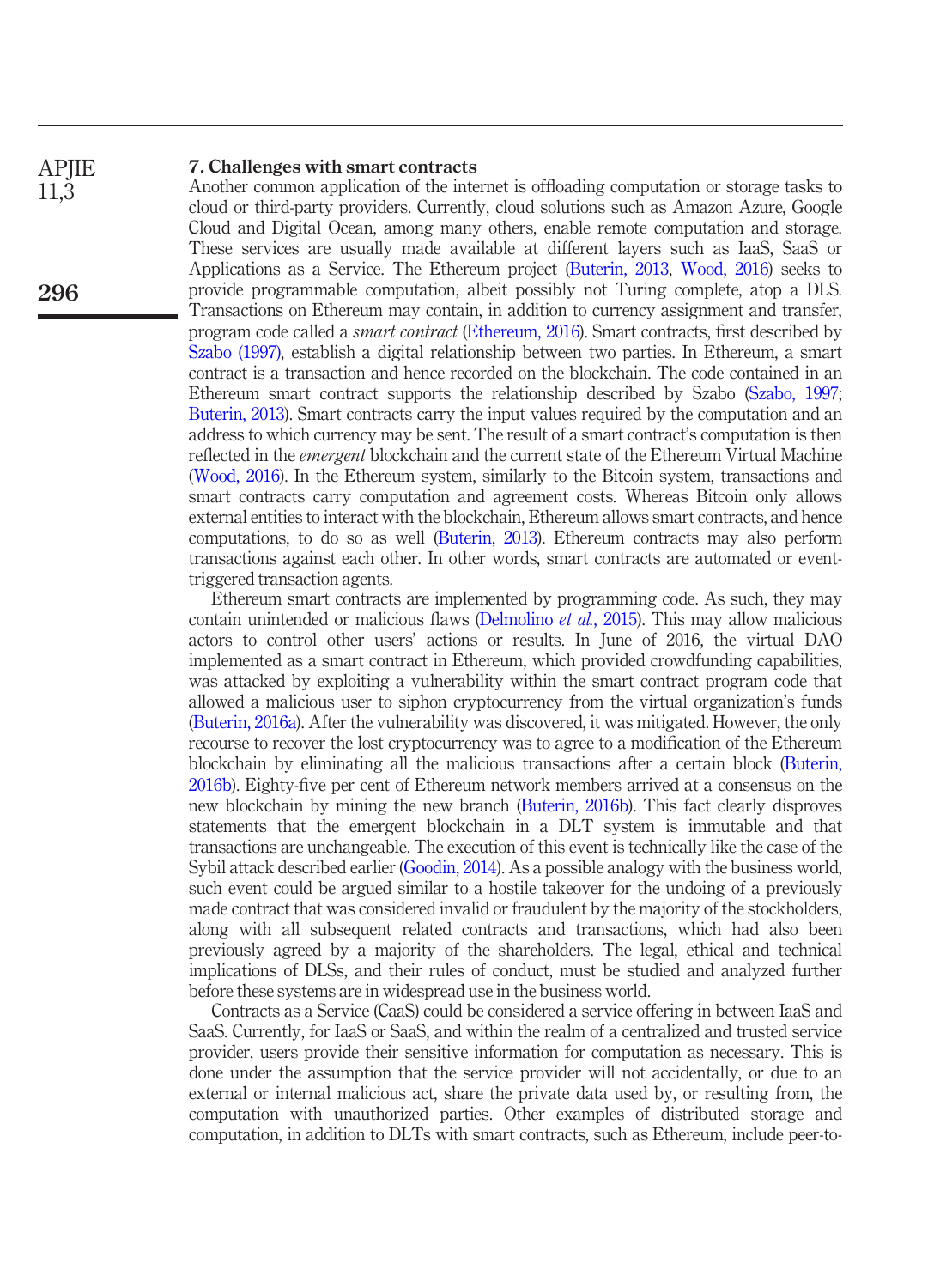## 7. Challenges with smart contracts

Another common application of the internet is offloading computation or storage tasks to cloud or third-party providers. Currently, cloud solutions such as Amazon Azure, Google Cloud and Digital Ocean, among many others, enable remote computation and storage. These services are usually made available at different layers such as IaaS, SaaS or Applications as a Service. The Ethereum project (Buterin, 2013, Wood, 2016) seeks to provide programmable computation, albeit possibly not Turing complete, atop a DLS. Transactions on Ethereum may contain, in addition to currency assignment and transfer, program code called a *smart contract* (Ethereum, 2016). Smart contracts, first described by Szabo (1997), establish a digital relationship between two parties. In Ethereum, a smart contract is a transaction and hence recorded on the blockchain. The code contained in an Ethereum smart contract supports the relationship described by Szabo (Szabo, 1997; Buterin, 2013). Smart contracts carry the input values required by the computation and an address to which currency may be sent. The result of a smart contract's computation is then reflected in the *emergent* blockchain and the current state of the Ethereum Virtual Machine (Wood, 2016). In the Ethereum system, similarly to the Bitcoin system, transactions and smart contracts carry computation and agreement costs. Whereas Bitcoin only allows external entities to interact with the blockchain, Ethereum allows smart contracts, and hence computations, to do so as well (Buterin, 2013). Ethereum contracts may also perform transactions against each other. In other words, smart contracts are automated or event-triggered transaction agents.

Ethereum smart contracts are implemented by programming code. As such, they may contain unintended or malicious flaws (Delmolino *et al.*, 2015). This may allow malicious actors to control other users' actions or results. In June of 2016, the virtual DAO implemented as a smart contract in Ethereum, which provided crowdfunding capabilities, was attacked by exploiting a vulnerability within the smart contract program code that allowed a malicious user to siphon cryptocurrency from the virtual organization's funds (Buterin, 2016a). After the vulnerability was discovered, it was mitigated. However, the only recourse to recover the lost cryptocurrency was to agree to a modification of the Ethereum blockchain by eliminating all the malicious transactions after a certain block (Buterin, 2016b). Eighty-five per cent of Ethereum network members arrived at a consensus on the new blockchain by mining the new branch (Buterin, 2016b). This fact clearly disproves statements that the emergent blockchain in a DLT system is immutable and that transactions are unchangeable. The execution of this event is technically like the case of the Sybil attack described earlier (Goodin, 2014). As a possible analogy with the business world, such event could be argued similar to a hostile takeover for the undoing of a previously made contract that was considered invalid or fraudulent by the majority of the stockholders, along with all subsequent related contracts and transactions, which had also been previously agreed by a majority of the shareholders. The legal, ethical and technical implications of DLSs, and their rules of conduct, must be studied and analyzed further before these systems are in widespread use in the business world.

Contracts as a Service (CaaS) could be considered a service offering in between IaaS and SaaS. Currently, for IaaS or SaaS, and within the realm of a centralized and trusted service provider, users provide their sensitive information for computation as necessary. This is done under the assumption that the service provider will not accidentally, or due to an external or internal malicious act, share the private data used by, or resulting from, the computation with unauthorized parties. Other examples of distributed storage and computation, in addition to DLTs with smart contracts, such as Ethereum, include peer-to-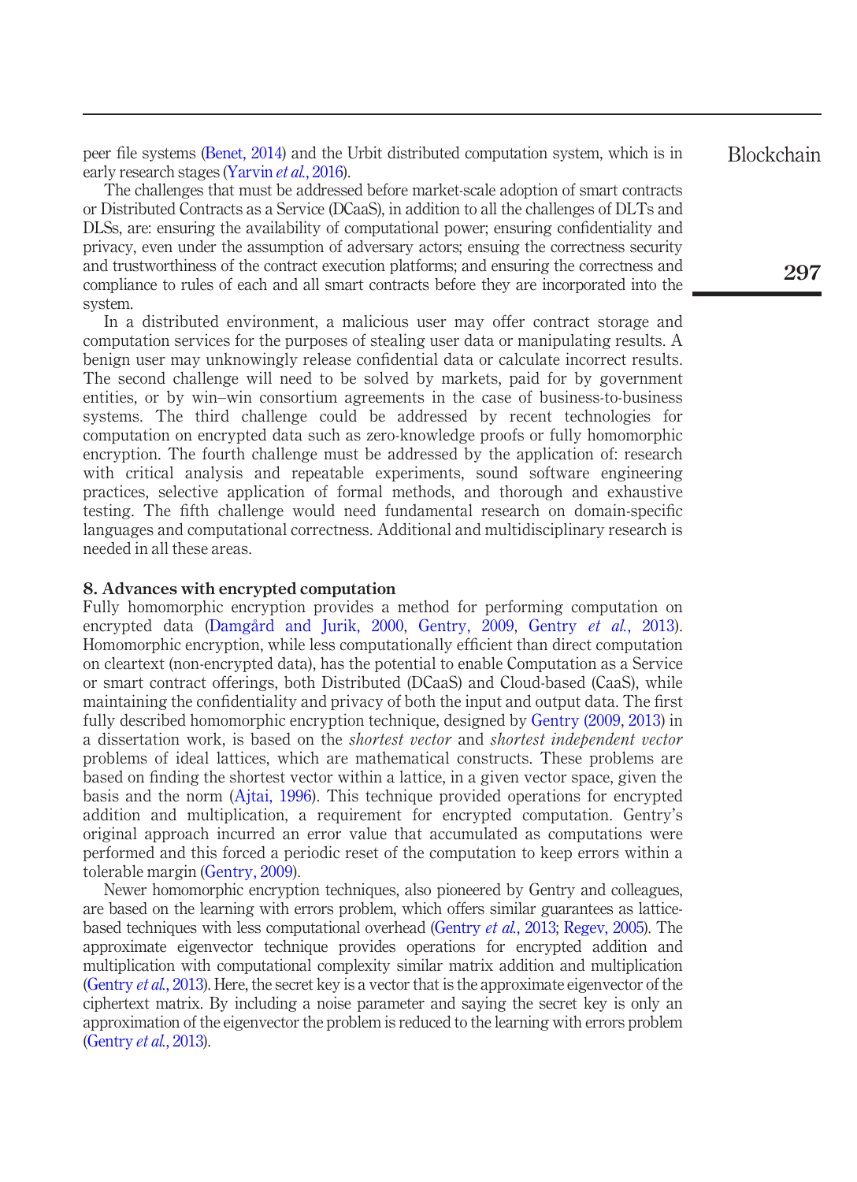peer file systems (Benet, 2014) and the Urbit distributed computation system, which is in early research stages (Yarvin *et al.*, 2016).

The challenges that must be addressed before market-scale adoption of smart contracts or Distributed Contracts as a Service (DCaaS), in addition to all the challenges of DLTs and DLSs, are: ensuring the availability of computational power; ensuring confidentiality and privacy, even under the assumption of adversary actors; ensuing the correctness security and trustworthiness of the contract execution platforms; and ensuring the correctness and compliance to rules of each and all smart contracts before they are incorporated into the system.

In a distributed environment, a malicious user may offer contract storage and computation services for the purposes of stealing user data or manipulating results. A benign user may unknowingly release confidential data or calculate incorrect results. The second challenge will need to be solved by markets, paid for by government entities, or by win–win consortium agreements in the case of business-to-business systems. The third challenge could be addressed by recent technologies for computation on encrypted data such as zero-knowledge proofs or fully homomorphic encryption. The fourth challenge must be addressed by the application of: research with critical analysis and repeatable experiments, sound software engineering practices, selective application of formal methods, and thorough and exhaustive testing. The fifth challenge would need fundamental research on domain-specific languages and computational correctness. Additional and multidisciplinary research is needed in all these areas.

## 8. Advances with encrypted computation

Fully homomorphic encryption provides a method for performing computation on encrypted data (Damgård and Jurik, 2000, Gentry, 2009, Gentry *et al.*, 2013). Homomorphic encryption, while less computationally efficient than direct computation on cleartext (non-encrypted data), has the potential to enable Computation as a Service or smart contract offerings, both Distributed (DCaaS) and Cloud-based (CaaS), while maintaining the confidentiality and privacy of both the input and output data. The first fully described homomorphic encryption technique, designed by Gentry (2009, 2013) in a dissertation work, is based on the *shortest vector* and *shortest independent vector* problems of ideal lattices, which are mathematical constructs. These problems are based on finding the shortest vector within a lattice, in a given vector space, given the basis and the norm (Ajtai, 1996). This technique provided operations for encrypted addition and multiplication, a requirement for encrypted computation. Gentry's original approach incurred an error value that accumulated as computations were performed and this forced a periodic reset of the computation to keep errors within a tolerable margin (Gentry, 2009).

Newer homomorphic encryption techniques, also pioneered by Gentry and colleagues, are based on the learning with errors problem, which offers similar guarantees as lattice-based techniques with less computational overhead (Gentry *et al.*, 2013; Regev, 2005). The approximate eigenvector technique provides operations for encrypted addition and multiplication with computational complexity similar matrix addition and multiplication (Gentry *et al.*, 2013). Here, the secret key is a vector that is the approximate eigenvector of the ciphertext matrix. By including a noise parameter and saying the secret key is only an approximation of the eigenvector the problem is reduced to the learning with errors problem (Gentry *et al.*, 2013).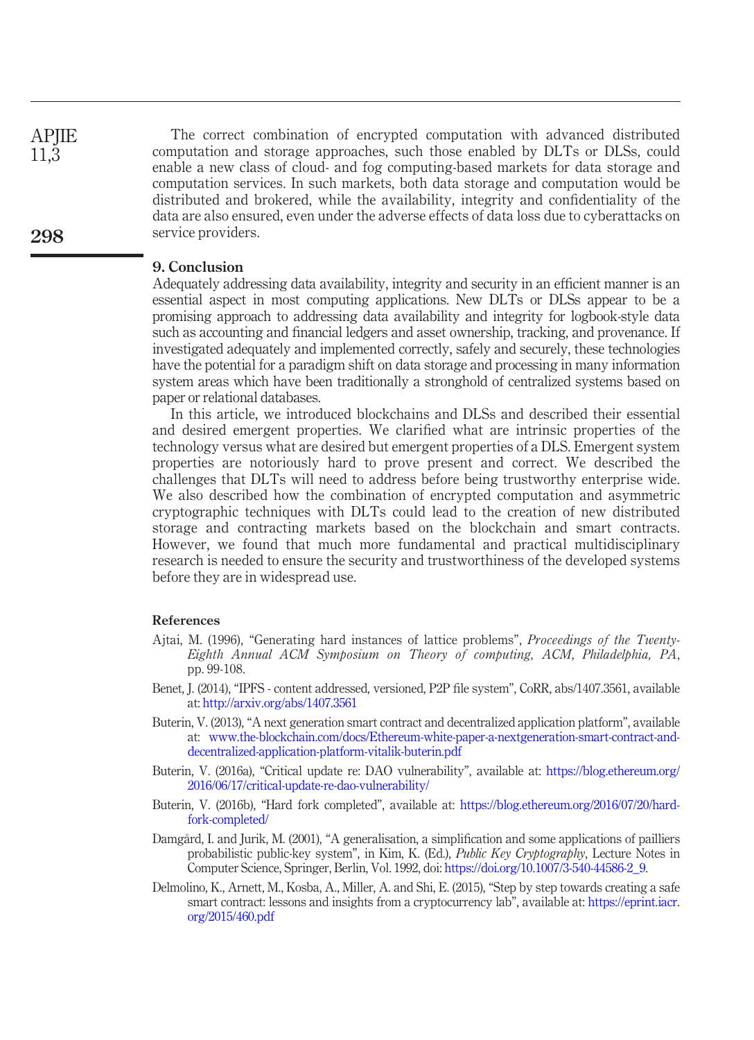The correct combination of encrypted computation with advanced distributed computation and storage approaches, such those enabled by DLTs or DLSs, could enable a new class of cloud- and fog computing-based markets for data storage and computation services. In such markets, both data storage and computation would be distributed and brokered, while the availability, integrity and confidentiality of the data are also ensured, even under the adverse effects of data loss due to cyberattacks on service providers.

## 9. Conclusion

Adequately addressing data availability, integrity and security in an efficient manner is an essential aspect in most computing applications. New DLTs or DLSs appear to be a promising approach to addressing data availability and integrity for logbook-style data such as accounting and financial ledgers and asset ownership, tracking, and provenance. If investigated adequately and implemented correctly, safely and securely, these technologies have the potential for a paradigm shift on data storage and processing in many information system areas which have been traditionally a stronghold of centralized systems based on paper or relational databases.

In this article, we introduced blockchains and DLSs and described their essential and desired emergent properties. We clarified what are intrinsic properties of the technology versus what are desired but emergent properties of a DLS. Emergent system properties are notoriously hard to prove present and correct. We described the challenges that DLTs will need to address before being trustworthy enterprise wide. We also described how the combination of encrypted computation and asymmetric cryptographic techniques with DLTs could lead to the creation of new distributed storage and contracting markets based on the blockchain and smart contracts. However, we found that much more fundamental and practical multidisciplinary research is needed to ensure the security and trustworthiness of the developed systems before they are in widespread use.

## References

Ajtai, M. (1996), "Generating hard instances of lattice problems", *Proceedings of the Twenty-Eighth Annual ACM Symposium on Theory of computing, ACM, Philadelphia, PA*, pp. 99-108.

Benet, J. (2014), "IPFS - content addressed, versioned, P2P file system", CoRR, abs/1407.3561, available at: http://arxiv.org/abs/1407.3561

Buterin, V. (2013), "A next generation smart contract and decentralized application platform", available at: www.the-blockchain.com/docs/Ethereum-white-paper-a-nextgeneration-smart-contract-and-decentralized-application-platform-vitalik-buterin.pdf

Buterin, V. (2016a), "Critical update re: DAO vulnerability", available at: https://blog.ethereum.org/2016/06/17/critical-update-re-dao-vulnerability/

Buterin, V. (2016b), "Hard fork completed", available at: https://blog.ethereum.org/2016/07/20/hard-fork-completed/

Damgård, I. and Jurik, M. (2001), "A generalisation, a simplification and some applications of pailliers probabilistic public-key system", in Kim, K. (Ed.), *Public Key Cryptography*, Lecture Notes in Computer Science, Springer, Berlin, Vol. 1992, doi: https://doi.org/10.1007/3-540-44586-2_9.

Delmolino, K., Arnett, M., Kosba, A., Miller, A. and Shi, E. (2015), "Step by step towards creating a safe smart contract: lessons and insights from a cryptocurrency lab", available at: https://eprint.iacr.org/2015/460.pdf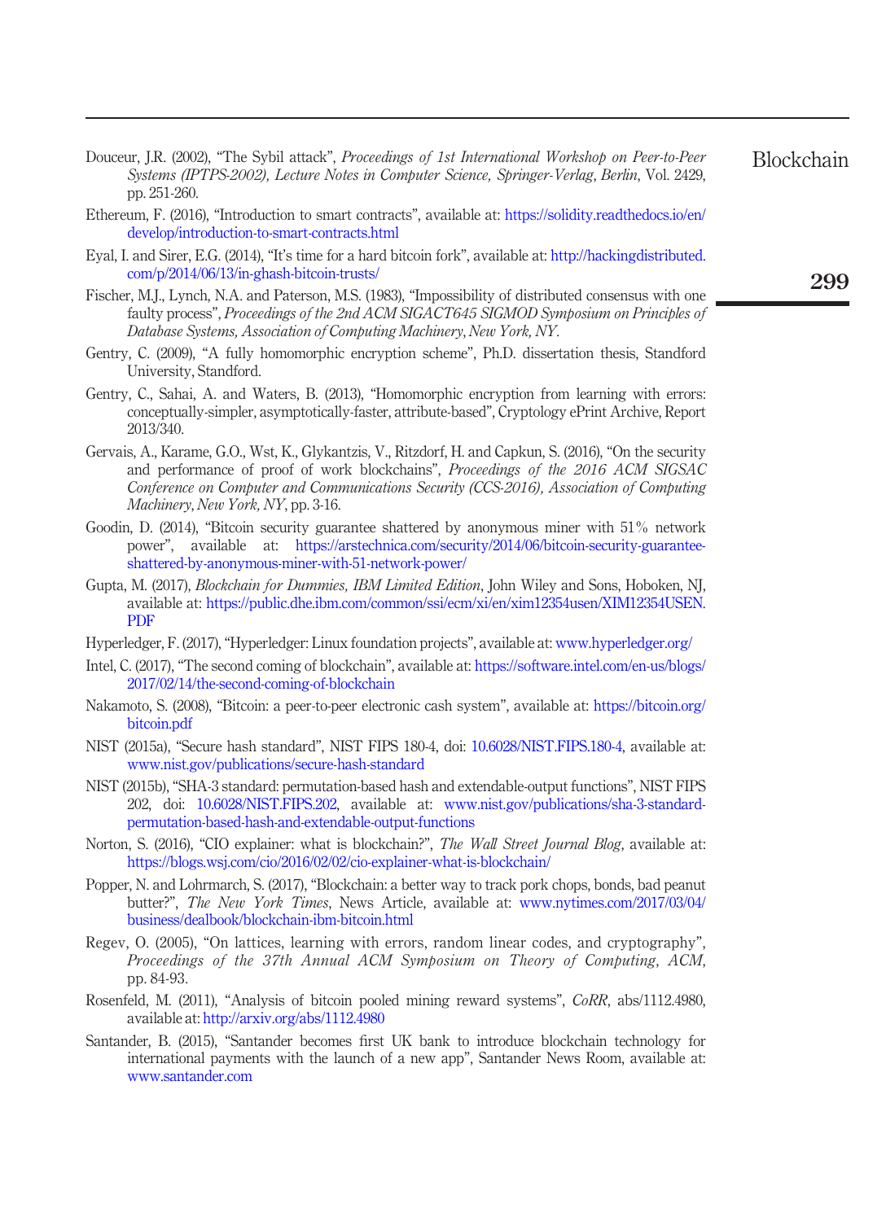Douceur, J.R. (2002), "The Sybil attack", *Proceedings of 1st International Workshop on Peer-to-Peer Systems (IPTPS-2002), Lecture Notes in Computer Science, Springer-Verlag, Berlin*, Vol. 2429, pp. 251-260.

Ethereum, F. (2016), "Introduction to smart contracts", available at: https://solidity.readthedocs.io/en/develop/introduction-to-smart-contracts.html

Eyal, I. and Sirer, E.G. (2014), "It's time for a hard bitcoin fork", available at: http://hackingdistributed.com/p/2014/06/13/in-ghash-bitcoin-trusts/

Fischer, M.J., Lynch, N.A. and Paterson, M.S. (1983), "Impossibility of distributed consensus with one faulty process", *Proceedings of the 2nd ACM SIGACT645 SIGMOD Symposium on Principles of Database Systems, Association of Computing Machinery, New York, NY*.

Gentry, C. (2009), "A fully homomorphic encryption scheme", Ph.D. dissertation thesis, Standford University, Standford.

Gentry, C., Sahai, A. and Waters, B. (2013), "Homomorphic encryption from learning with errors: conceptually-simpler, asymptotically-faster, attribute-based", Cryptology ePrint Archive, Report 2013/340.

Gervais, A., Karame, G.O., Wst, K., Glykantzis, V., Ritzdorf, H. and Capkun, S. (2016), "On the security and performance of proof of work blockchains", *Proceedings of the 2016 ACM SIGSAC Conference on Computer and Communications Security (CCS-2016), Association of Computing Machinery, New York, NY*, pp. 3-16.

Goodin, D. (2014), "Bitcoin security guarantee shattered by anonymous miner with 51% network power", available at: https://arstechnica.com/security/2014/06/bitcoin-security-guarantee-shattered-by-anonymous-miner-with-51-network-power/

Gupta, M. (2017), *Blockchain for Dummies, IBM Limited Edition*, John Wiley and Sons, Hoboken, NJ, available at: https://public.dhe.ibm.com/common/ssi/ecm/xi/en/xim12354usen/XIM12354USEN.PDF

Hyperledger, F. (2017), "Hyperledger: Linux foundation projects", available at: www.hyperledger.org/

Intel, C. (2017), "The second coming of blockchain", available at: https://software.intel.com/en-us/blogs/2017/02/14/the-second-coming-of-blockchain

Nakamoto, S. (2008), "Bitcoin: a peer-to-peer electronic cash system", available at: https://bitcoin.org/bitcoin.pdf

NIST (2015a), "Secure hash standard", NIST FIPS 180-4, doi: 10.6028/NIST.FIPS.180-4, available at: www.nist.gov/publications/secure-hash-standard

NIST (2015b), "SHA-3 standard: permutation-based hash and extendable-output functions", NIST FIPS 202, doi: 10.6028/NIST.FIPS.202, available at: www.nist.gov/publications/sha-3-standard-permutation-based-hash-and-extendable-output-functions

Norton, S. (2016), "CIO explainer: what is blockchain?", *The Wall Street Journal Blog*, available at: https://blogs.wsj.com/cio/2016/02/02/cio-explainer-what-is-blockchain/

Popper, N. and Lohrmarch, S. (2017), "Blockchain: a better way to track pork chops, bonds, bad peanut butter?", *The New York Times*, News Article, available at: www.nytimes.com/2017/03/04/business/dealbook/blockchain-ibm-bitcoin.html

Regev, O. (2005), "On lattices, learning with errors, random linear codes, and cryptography", *Proceedings of the 37th Annual ACM Symposium on Theory of Computing*, *ACM*, pp. 84-93.

Rosenfeld, M. (2011), "Analysis of bitcoin pooled mining reward systems", *CoRR*, abs/1112.4980, available at: http://arxiv.org/abs/1112.4980

Santander, B. (2015), "Santander becomes first UK bank to introduce blockchain technology for international payments with the launch of a new app", Santander News Room, available at: www.santander.com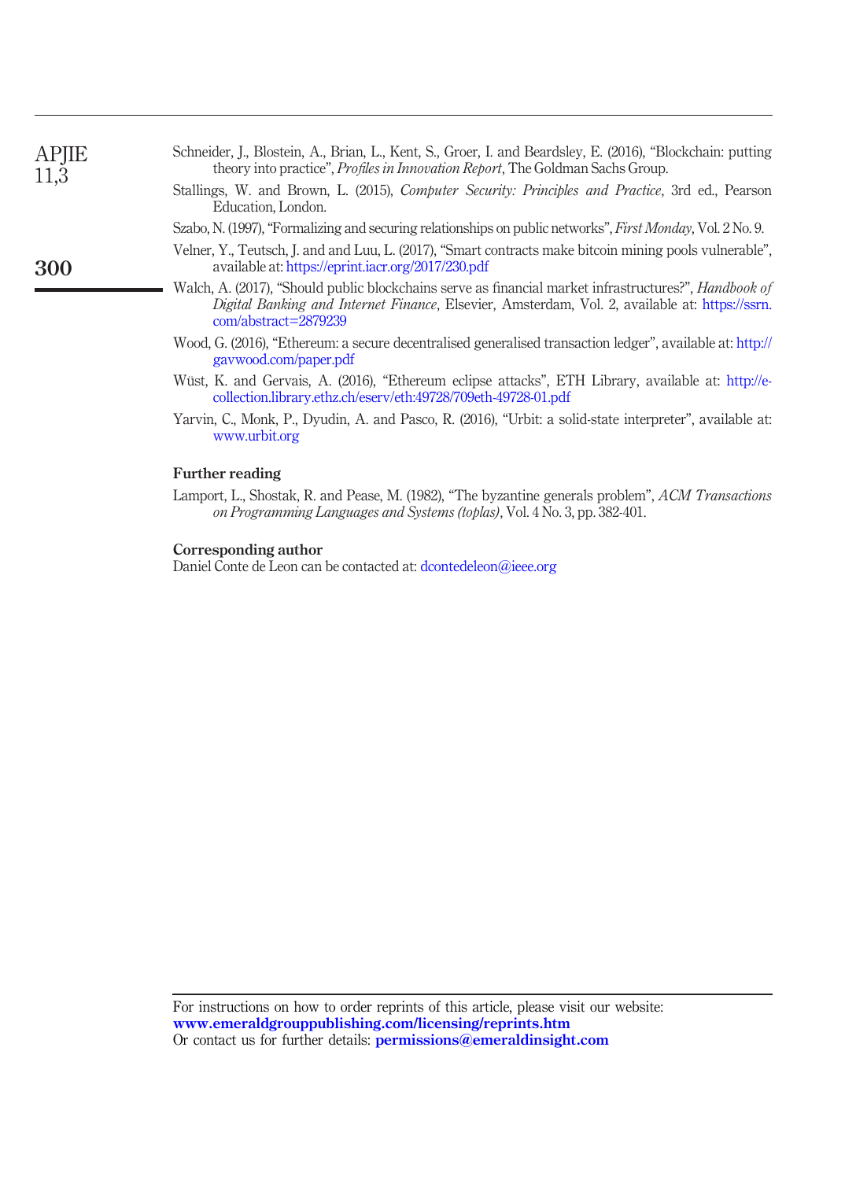Schneider, J., Blostein, A., Brian, L., Kent, S., Groer, I. and Beardsley, E. (2016), "Blockchain: putting theory into practice", *Profiles in Innovation Report*, The Goldman Sachs Group.

Stallings, W. and Brown, L. (2015), *Computer Security: Principles and Practice*, 3rd ed., Pearson Education, London.

Szabo, N. (1997), "Formalizing and securing relationships on public networks", *First Monday*, Vol. 2 No. 9.

Velner, Y., Teutsch, J. and and Luu, L. (2017), "Smart contracts make bitcoin mining pools vulnerable", available at: https://eprint.iacr.org/2017/230.pdf

Walch, A. (2017), "Should public blockchains serve as financial market infrastructures?", *Handbook of Digital Banking and Internet Finance*, Elsevier, Amsterdam, Vol. 2, available at: https://ssrn.com/abstract=2879239

Wood, G. (2016), "Ethereum: a secure decentralised generalised transaction ledger", available at: http://gavwood.com/paper.pdf

Wüst, K. and Gervais, A. (2016), "Ethereum eclipse attacks", ETH Library, available at: http://e-collection.library.ethz.ch/eserv/eth:49728/709eth-49728-01.pdf

Yarvin, C., Monk, P., Dyudin, A. and Pasco, R. (2016), "Urbit: a solid-state interpreter", available at: www.urbit.org

## Further reading

Lamport, L., Shostak, R. and Pease, M. (1982), "The byzantine generals problem", *ACM Transactions on Programming Languages and Systems (toplas)*, Vol. 4 No. 3, pp. 382-401.

## Corresponding author

Daniel Conte de Leon can be contacted at: dcontedeleon@ieee.org

For instructions on how to order reprints of this article, please visit our website:
**www.emeraldgrouppublishing.com/licensing/reprints.htm**
Or contact us for further details: **permissions@emeraldinsight.com**